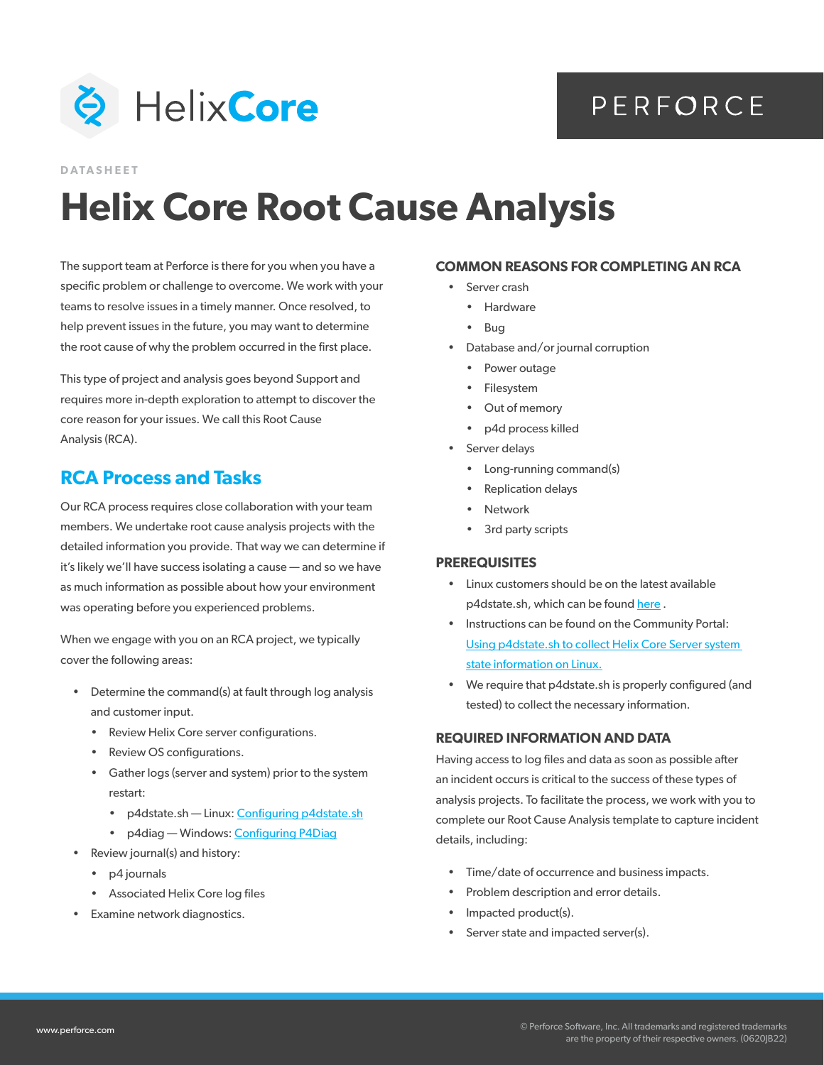HelixCore

PERFORCE

DATASHEET

# Helix Core Root Cause Analysis

The support team at Perforce is there for you when you have a specific problem or challenge to overcome. We work with your teams to resolve issues in a timely manner. Once resolved, to help prevent issues in the future, you may want to determine the root cause of why the problem occurred in the first place.

This type of project and analysis goes beyond Support and requires more in-depth exploration to attempt to discover the core reason for your issues. We call this Root Cause Analysis (RCA).

## RCA Process and Tasks

Our RCA process requires close collaboration with your team members. We undertake root cause analysis projects with the detailed information you provide. That way we can determine if it's likely we'll have success isolating a cause — and so we have as much information as possible about how your environment was operating before you experienced problems.

When we engage with you on an RCA project, we typically cover the following areas:

- Determine the command(s) at fault through log analysis and customer input.
  - Review Helix Core server configurations.
  - Review OS configurations.
  - Gather logs (server and system) prior to the system restart:
    - p4dstate.sh — Linux: [Configuring p4dstate.sh]
    - p4diag — Windows: [Configuring P4Diag]
- Review journal(s) and history:
  - p4 journals
  - Associated Helix Core log files
- Examine network diagnostics.

### COMMON REASONS FOR COMPLETING AN RCA

- Server crash
  - Hardware
  - Bug
- Database and/or journal corruption
  - Power outage
  - Filesystem
  - Out of memory
  - p4d process killed
- Server delays
  - Long-running command(s)
  - Replication delays
  - Network
  - 3rd party scripts

### PREREQUISITES

- Linux customers should be on the latest available p4dstate.sh, which can be found [here] .
- Instructions can be found on the Community Portal: [Using p4dstate.sh to collect Helix Core Server system state information on Linux.]
- We require that p4dstate.sh is properly configured (and tested) to collect the necessary information.

### REQUIRED INFORMATION AND DATA

Having access to log files and data as soon as possible after an incident occurs is critical to the success of these types of analysis projects. To facilitate the process, we work with you to complete our Root Cause Analysis template to capture incident details, including:

- Time/date of occurrence and business impacts.
- Problem description and error details.
- Impacted product(s).
- Server state and impacted server(s).

www.perforce.com

© Perforce Software, Inc. All trademarks and registered trademarks are the property of their respective owners. (0620JB22)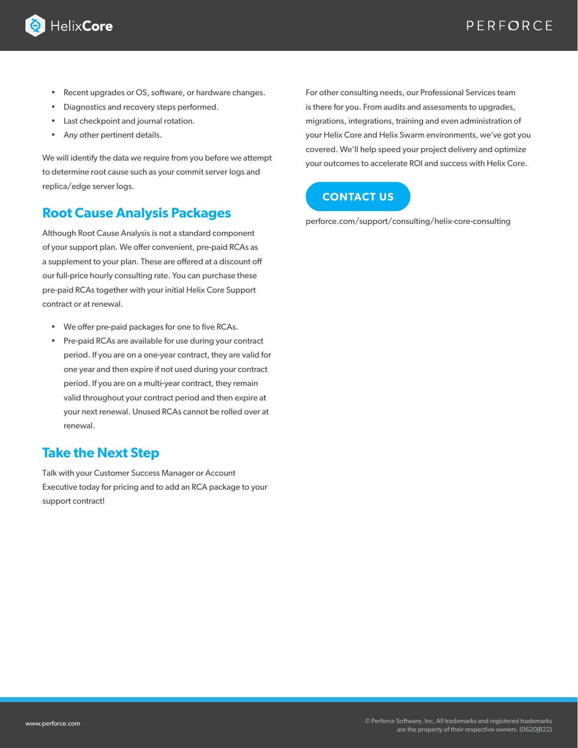- Recent upgrades or OS, software, or hardware changes.
- Diagnostics and recovery steps performed.
- Last checkpoint and journal rotation.
- Any other pertinent details.

We will identify the data we require from you before we attempt to determine root cause such as your commit server logs and replica/edge server logs.

## Root Cause Analysis Packages

Although Root Cause Analysis is not a standard component of your support plan. We offer convenient, pre-paid RCAs as a supplement to your plan. These are offered at a discount off our full-price hourly consulting rate. You can purchase these pre-paid RCAs together with your initial Helix Core Support contract or at renewal.

- We offer pre-paid packages for one to five RCAs.
- Pre-paid RCAs are available for use during your contract period. If you are on a one-year contract, they are valid for one year and then expire if not used during your contract period. If you are on a multi-year contract, they remain valid throughout your contract period and then expire at your next renewal. Unused RCAs cannot be rolled over at renewal.

## Take the Next Step

Talk with your Customer Success Manager or Account Executive today for pricing and to add an RCA package to your support contract!

For other consulting needs, our Professional Services team is there for you. From audits and assessments to upgrades, migrations, integrations, training and even administration of your Helix Core and Helix Swarm environments, we've got you covered. We'll help speed your project delivery and optimize your outcomes to accelerate ROI and success with Helix Core.

**CONTACT US**

perforce.com/support/consulting/helix-core-consulting

www.perforce.com

© Perforce Software, Inc. All trademarks and registered trademarks are the property of their respective owners. (0620JB22)